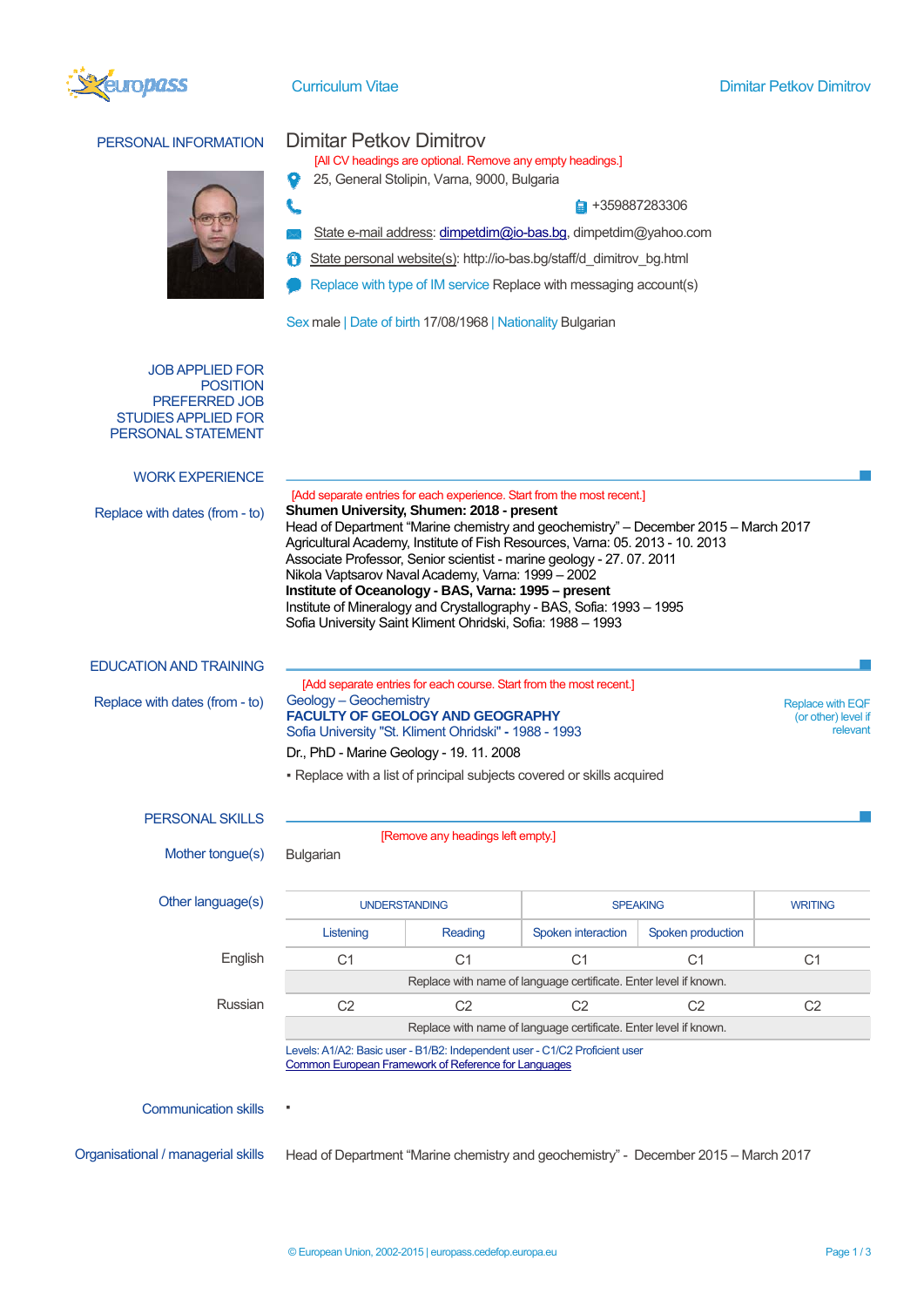Curriculum Vitae Dimitar Petkov Dimitrov

## PERSONAL INFORMATION

# Dimitar Petkov Dimitrov

[All CV headings are optional. Remove any empty headings.]

25, General Stolipin, Varna, 9000, Bulgaria

+359887283306

State e-mail address: dimpetdim@io-bas.bg, dimpetdim@yahoo.com

State personal website(s): http://io-bas.bg/staff/d_dimitrov_bg.html

Replace with type of IM service Replace with messaging account(s)

Sex male | Date of birth 17/08/1968 | Nationality Bulgarian

JOB APPLIED FOR
POSITION
PREFERRED JOB
STUDIES APPLIED FOR
PERSONAL STATEMENT

## WORK EXPERIENCE

[Add separate entries for each experience. Start from the most recent.]

Replace with dates (from - to)

**Shumen University, Shumen: 2018 - present**
Head of Department "Marine chemistry and geochemistry" – December 2015 – March 2017
Agricultural Academy, Institute of Fish Resources, Varna: 05. 2013 - 10. 2013
Associate Professor, Senior scientist - marine geology - 27. 07. 2011
Nikola Vaptsarov Naval Academy, Varna: 1999 – 2002
**Institute of Oceanology - BAS, Varna: 1995 – present**
Institute of Mineralogy and Crystallography - BAS, Sofia: 1993 – 1995
Sofia University Saint Kliment Ohridski, Sofia: 1988 – 1993

## EDUCATION AND TRAINING

[Add separate entries for each course. Start from the most recent.]

Replace with dates (from - to)

Geology – Geochemistry
**FACULTY OF GEOLOGY AND GEOGRAPHY**
Sofia University "St. Kliment Ohridski" - 1988 - 1993

Replace with EQF (or other) level if relevant

Dr., PhD - Marine Geology - 19. 11. 2008

- Replace with a list of principal subjects covered or skills acquired

## PERSONAL SKILLS

[Remove any headings left empty.]

Mother tongue(s): Bulgarian

Other language(s)

| | UNDERSTANDING | | SPEAKING | | WRITING |
|---|---|---|---|---|---|
| | Listening | Reading | Spoken interaction | Spoken production | |
| English | C1 | C1 | C1 | C1 | C1 |
| | Replace with name of language certificate. Enter level if known. | | | | |
| Russian | C2 | C2 | C2 | C2 | C2 |
| | Replace with name of language certificate. Enter level if known. | | | | |

Levels: A1/A2: Basic user - B1/B2: Independent user - C1/C2 Proficient user
Common European Framework of Reference for Languages

Communication skills

- 

Organisational / managerial skills

Head of Department "Marine chemistry and geochemistry" - December 2015 – March 2017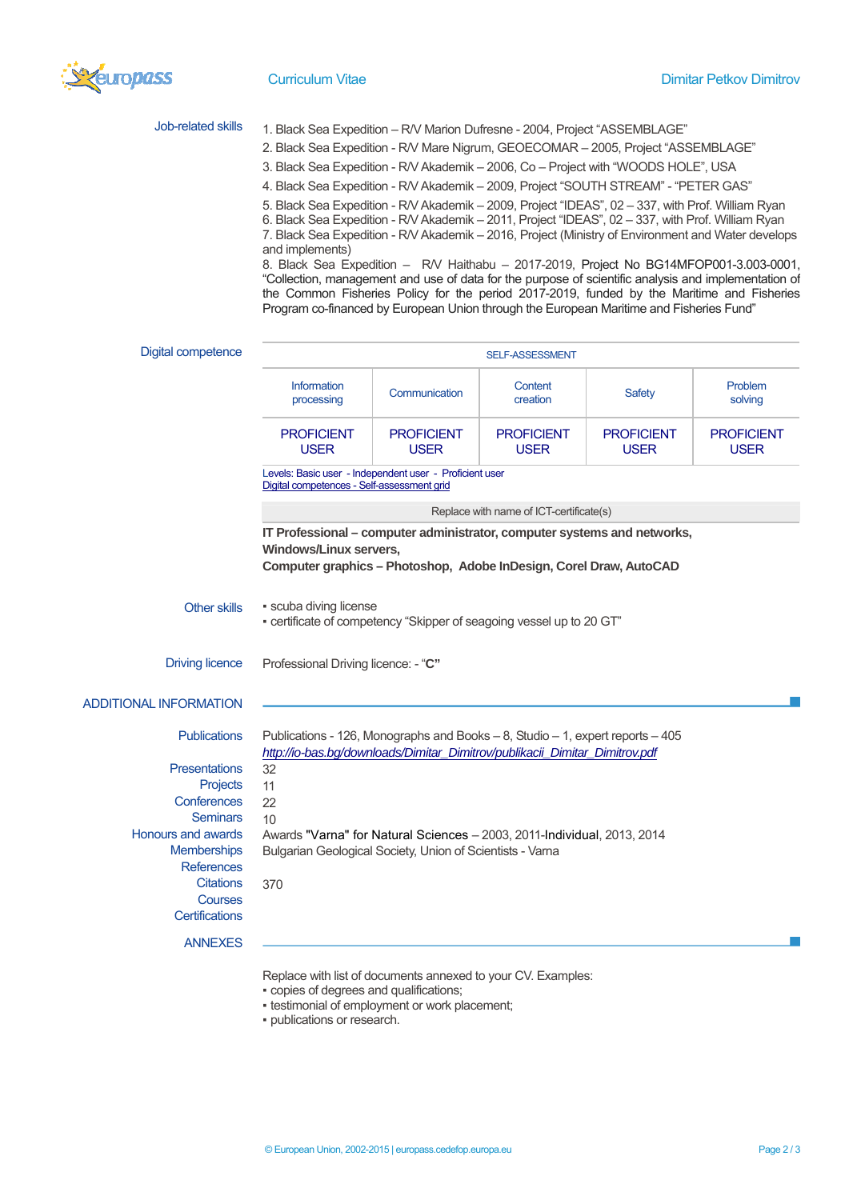**Job-related skills**

1. Black Sea Expedition – R/V Marion Dufresne - 2004, Project "ASSEMBLAGE"
2. Black Sea Expedition - R/V Mare Nigrum, GEOECOMAR – 2005, Project "ASSEMBLAGE"
3. Black Sea Expedition - R/V Akademik – 2006, Co – Project with "WOODS HOLE", USA
4. Black Sea Expedition - R/V Akademik – 2009, Project "SOUTH STREAM" - "PETER GAS"
5. Black Sea Expedition - R/V Akademik – 2009, Project "IDEAS", 02 – 337, with Prof. William Ryan
6. Black Sea Expedition - R/V Akademik – 2011, Project "IDEAS", 02 – 337, with Prof. William Ryan
7. Black Sea Expedition - R/V Akademik – 2016, Project (Ministry of Environment and Water develops and implements)
8. Black Sea Expedition – R/V Haithabu – 2017-2019, Project No BG14MFOP001-3.003-0001, "Collection, management and use of data for the purpose of scientific analysis and implementation of the Common Fisheries Policy for the period 2017-2019, funded by the Maritime and Fisheries Program co-financed by European Union through the European Maritime and Fisheries Fund"

**Digital competence**

| SELF-ASSESSMENT | | | | |
|---|---|---|---|---|
| Information processing | Communication | Content creation | Safety | Problem solving |
| PROFICIENT USER | PROFICIENT USER | PROFICIENT USER | PROFICIENT USER | PROFICIENT USER |

Levels: Basic user - Independent user - Proficient user
Digital competences - Self-assessment grid

Replace with name of ICT-certificate(s)

**IT Professional – computer administrator, computer systems and networks, Windows/Linux servers,**
**Computer graphics – Photoshop, Adobe InDesign, Corel Draw, AutoCAD**

**Other skills**

- scuba diving license
- certificate of competency "Skipper of seagoing vessel up to 20 GT"

**Driving licence**

Professional Driving licence: - "**C**"

## ADDITIONAL INFORMATION

**Publications**: Publications - 126, Monographs and Books – 8, Studio – 1, expert reports – 405
*http://io-bas.bg/downloads/Dimitar_Dimitrov/publikacii_Dimitar_Dimitrov.pdf*

**Presentations**: 32

**Projects**: 11

**Conferences**: 22

**Seminars**: 10

**Honours and awards**: Awards "Varna" for Natural Sciences – 2003, 2011-Individual, 2013, 2014

**Memberships**: Bulgarian Geological Society, Union of Scientists - Varna

**References**

**Citations**: 370

**Courses**

**Certifications**

## ANNEXES

Replace with list of documents annexed to your CV. Examples:

- copies of degrees and qualifications;
- testimonial of employment or work placement;
- publications or research.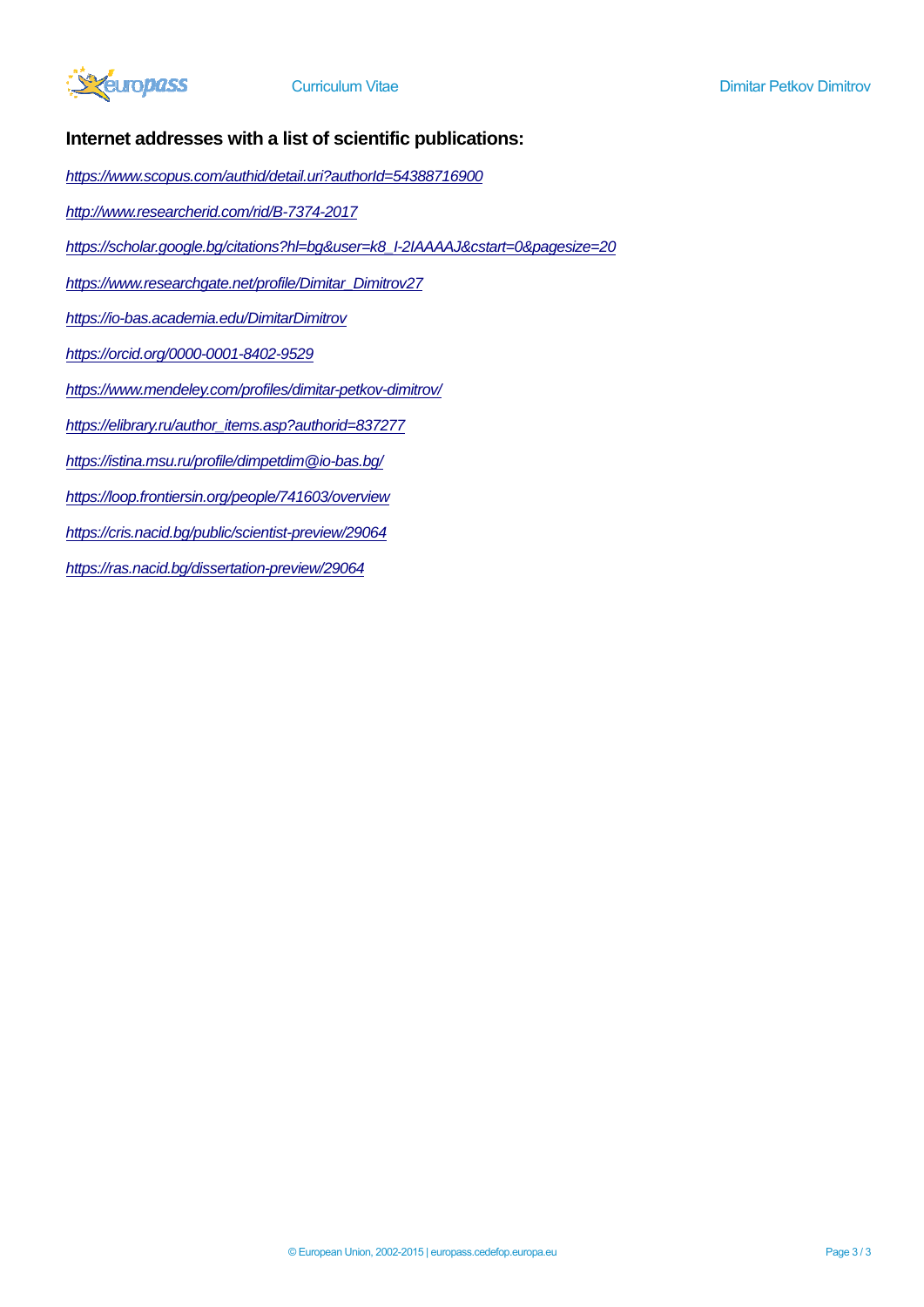### Internet addresses with a list of scientific publications:

*https://www.scopus.com/authid/detail.uri?authorId=54388716900*

*http://www.researcherid.com/rid/B-7374-2017*

*https://scholar.google.bg/citations?hl=bg&user=k8_I-2IAAAAJ&cstart=0&pagesize=20*

*https://www.researchgate.net/profile/Dimitar_Dimitrov27*

*https://io-bas.academia.edu/DimitarDimitrov*

*https://orcid.org/0000-0001-8402-9529*

*https://www.mendeley.com/profiles/dimitar-petkov-dimitrov/*

*https://elibrary.ru/author_items.asp?authorid=837277*

*https://istina.msu.ru/profile/dimpetdim@io-bas.bg/*

*https://loop.frontiersin.org/people/741603/overview*

*https://cris.nacid.bg/public/scientist-preview/29064*

*https://ras.nacid.bg/dissertation-preview/29064*